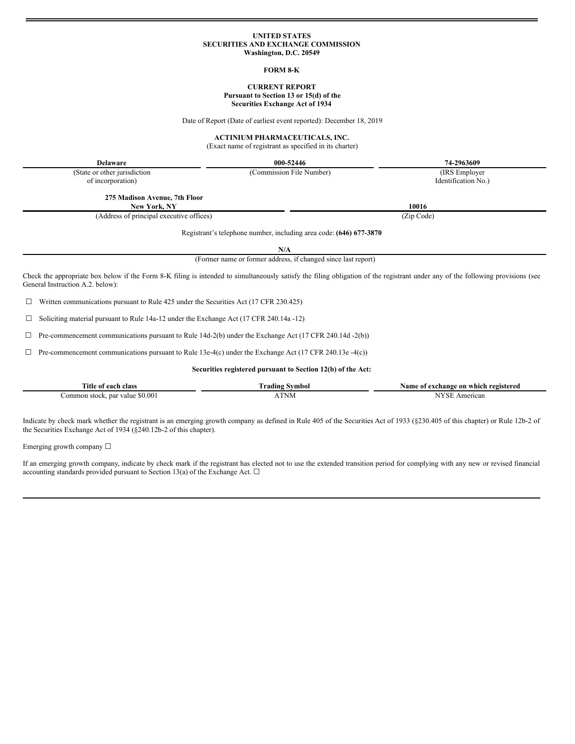**UNITED STATES**
**SECURITIES AND EXCHANGE COMMISSION**
**Washington, D.C. 20549**

**FORM 8-K**

**CURRENT REPORT**
**Pursuant to Section 13 or 15(d) of the**
**Securities Exchange Act of 1934**

Date of Report (Date of earliest event reported): December 18, 2019

**ACTINIUM PHARMACEUTICALS, INC.**
(Exact name of registrant as specified in its charter)

| **Delaware** | **000-52446** | **74-2963609** |
|---|---|---|
| (State or other jurisdiction of incorporation) | (Commission File Number) | (IRS Employer Identification No.) |

| **275 Madison Avenue, 7th Floor New York, NY** | **10016** |
|---|---|
| (Address of principal executive offices) | (Zip Code) |

Registrant's telephone number, including area code: **(646) 677-3870**

**N/A**
(Former name or former address, if changed since last report)

Check the appropriate box below if the Form 8-K filing is intended to simultaneously satisfy the filing obligation of the registrant under any of the following provisions (see General Instruction A.2. below):

☐ Written communications pursuant to Rule 425 under the Securities Act (17 CFR 230.425)

☐ Soliciting material pursuant to Rule 14a-12 under the Exchange Act (17 CFR 240.14a -12)

☐ Pre-commencement communications pursuant to Rule 14d-2(b) under the Exchange Act (17 CFR 240.14d -2(b))

☐ Pre-commencement communications pursuant to Rule 13e-4(c) under the Exchange Act (17 CFR 240.13e -4(c))

**Securities registered pursuant to Section 12(b) of the Act:**

| **Title of each class** | **Trading Symbol** | **Name of exchange on which registered** |
|---|---|---|
| Common stock, par value $0.001 | ATNM | NYSE American |

Indicate by check mark whether the registrant is an emerging growth company as defined in Rule 405 of the Securities Act of 1933 (§230.405 of this chapter) or Rule 12b-2 of the Securities Exchange Act of 1934 (§240.12b-2 of this chapter).

Emerging growth company ☐

If an emerging growth company, indicate by check mark if the registrant has elected not to use the extended transition period for complying with any new or revised financial accounting standards provided pursuant to Section 13(a) of the Exchange Act. ☐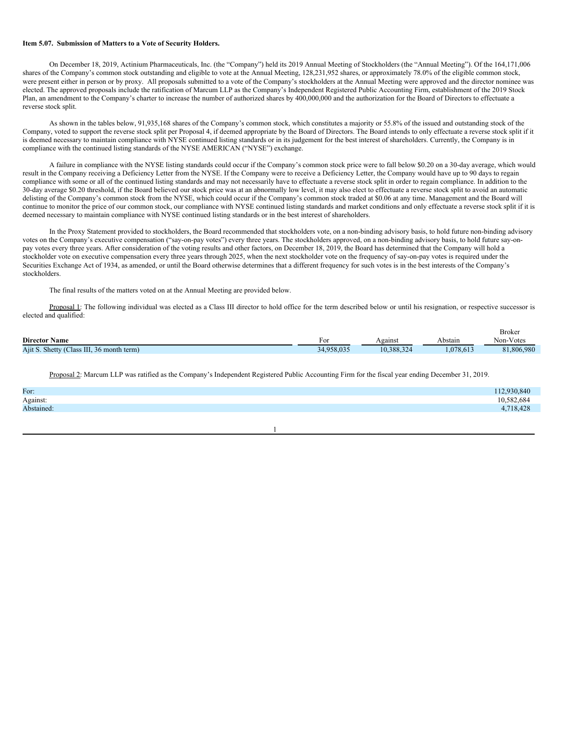**Item 5.07. Submission of Matters to a Vote of Security Holders.**

On December 18, 2019, Actinium Pharmaceuticals, Inc. (the "Company") held its 2019 Annual Meeting of Stockholders (the "Annual Meeting"). Of the 164,171,006 shares of the Company's common stock outstanding and eligible to vote at the Annual Meeting, 128,231,952 shares, or approximately 78.0% of the eligible common stock, were present either in person or by proxy. All proposals submitted to a vote of the Company's stockholders at the Annual Meeting were approved and the director nominee was elected. The approved proposals include the ratification of Marcum LLP as the Company's Independent Registered Public Accounting Firm, establishment of the 2019 Stock Plan, an amendment to the Company's charter to increase the number of authorized shares by 400,000,000 and the authorization for the Board of Directors to effectuate a reverse stock split.

As shown in the tables below, 91,935,168 shares of the Company's common stock, which constitutes a majority or 55.8% of the issued and outstanding stock of the Company, voted to support the reverse stock split per Proposal 4, if deemed appropriate by the Board of Directors. The Board intends to only effectuate a reverse stock split if it is deemed necessary to maintain compliance with NYSE continued listing standards or in its judgement for the best interest of shareholders. Currently, the Company is in compliance with the continued listing standards of the NYSE AMERICAN ("NYSE") exchange.

A failure in compliance with the NYSE listing standards could occur if the Company's common stock price were to fall below $0.20 on a 30-day average, which would result in the Company receiving a Deficiency Letter from the NYSE. If the Company were to receive a Deficiency Letter, the Company would have up to 90 days to regain compliance with some or all of the continued listing standards and may not necessarily have to effectuate a reverse stock split in order to regain compliance. In addition to the 30-day average $0.20 threshold, if the Board believed our stock price was at an abnormally low level, it may also elect to effectuate a reverse stock split to avoid an automatic delisting of the Company's common stock from the NYSE, which could occur if the Company's common stock traded at $0.06 at any time. Management and the Board will continue to monitor the price of our common stock, our compliance with NYSE continued listing standards and market conditions and only effectuate a reverse stock split if it is deemed necessary to maintain compliance with NYSE continued listing standards or in the best interest of shareholders.

In the Proxy Statement provided to stockholders, the Board recommended that stockholders vote, on a non-binding advisory basis, to hold future non-binding advisory votes on the Company's executive compensation ("say-on-pay votes") every three years. The stockholders approved, on a non-binding advisory basis, to hold future say-on-pay votes every three years. After consideration of the voting results and other factors, on December 18, 2019, the Board has determined that the Company will hold a stockholder vote on executive compensation every three years through 2025, when the next stockholder vote on the frequency of say-on-pay votes is required under the Securities Exchange Act of 1934, as amended, or until the Board otherwise determines that a different frequency for such votes is in the best interests of the Company's stockholders.

The final results of the matters voted on at the Annual Meeting are provided below.

Proposal 1: The following individual was elected as a Class III director to hold office for the term described below or until his resignation, or respective successor is elected and qualified:

| Director Name | For | Against | Abstain | Broker Non-Votes |
|---|---|---|---|---|
| Ajit S. Shetty (Class III, 36 month term) | 34,958,035 | 10,388,324 | 1,078,613 | 81,806,980 |

Proposal 2: Marcum LLP was ratified as the Company's Independent Registered Public Accounting Firm for the fiscal year ending December 31, 2019.

| | |
|---|---|
| For: | 112,930,840 |
| Against: | 10,582,684 |
| Abstained: | 4,718,428 |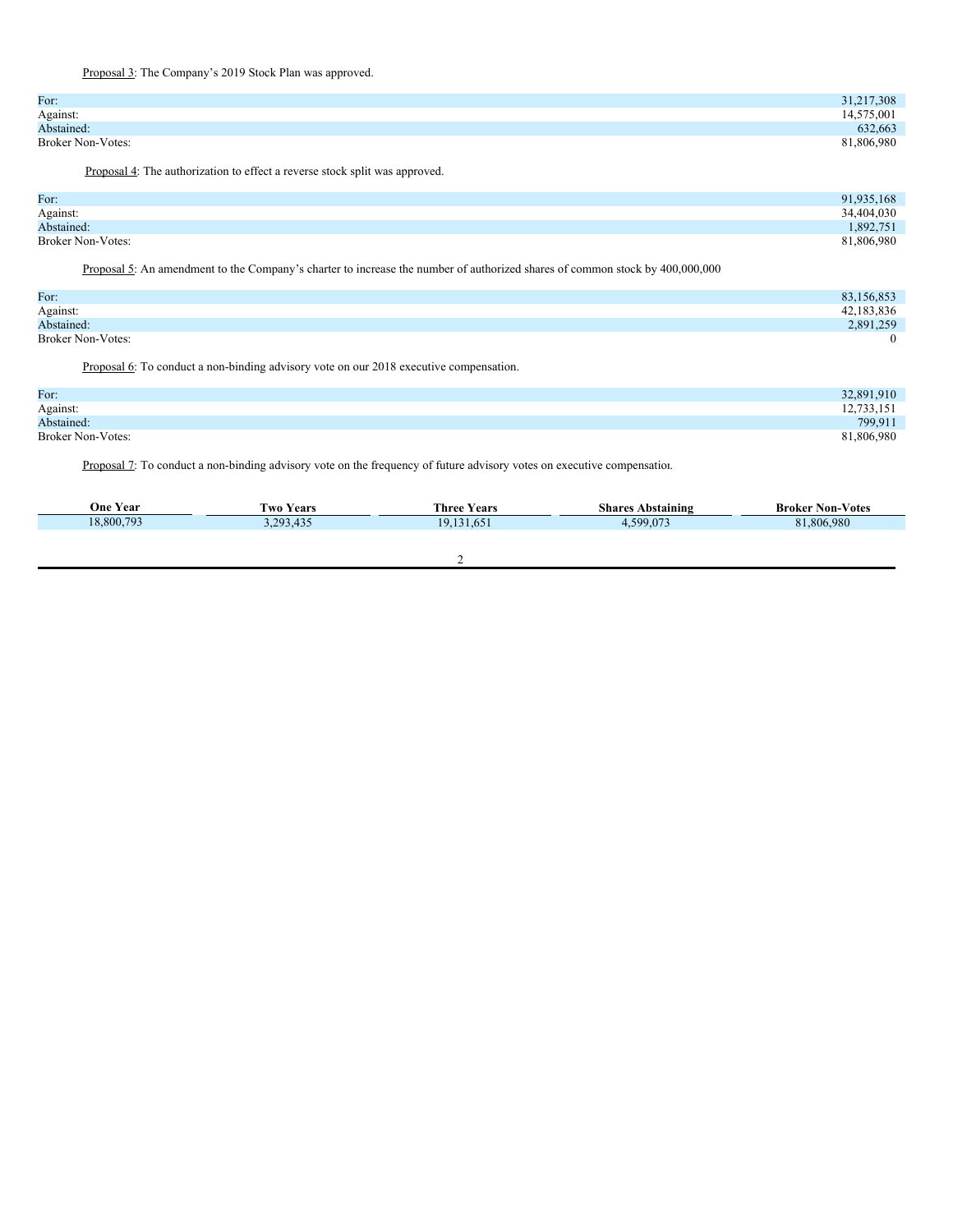Proposal 3: The Company's 2019 Stock Plan was approved.

| | |
|---|---|
| For: | 31,217,308 |
| Against: | 14,575,001 |
| Abstained: | 632,663 |
| Broker Non-Votes: | 81,806,980 |

Proposal 4: The authorization to effect a reverse stock split was approved.

| | |
|---|---|
| For: | 91,935,168 |
| Against: | 34,404,030 |
| Abstained: | 1,892,751 |
| Broker Non-Votes: | 81,806,980 |

Proposal 5: An amendment to the Company's charter to increase the number of authorized shares of common stock by 400,000,000

| | |
|---|---|
| For: | 83,156,853 |
| Against: | 42,183,836 |
| Abstained: | 2,891,259 |
| Broker Non-Votes: | 0 |

Proposal 6: To conduct a non-binding advisory vote on our 2018 executive compensation.

| | |
|---|---|
| For: | 32,891,910 |
| Against: | 12,733,151 |
| Abstained: | 799,911 |
| Broker Non-Votes: | 81,806,980 |

Proposal 7: To conduct a non-binding advisory vote on the frequency of future advisory votes on executive compensation.

| One Year | Two Years | Three Years | Shares Abstaining | Broker Non-Votes |
|---|---|---|---|---|
| 18,800,793 | 3,293,435 | 19,131,651 | 4,599,073 | 81,806,980 |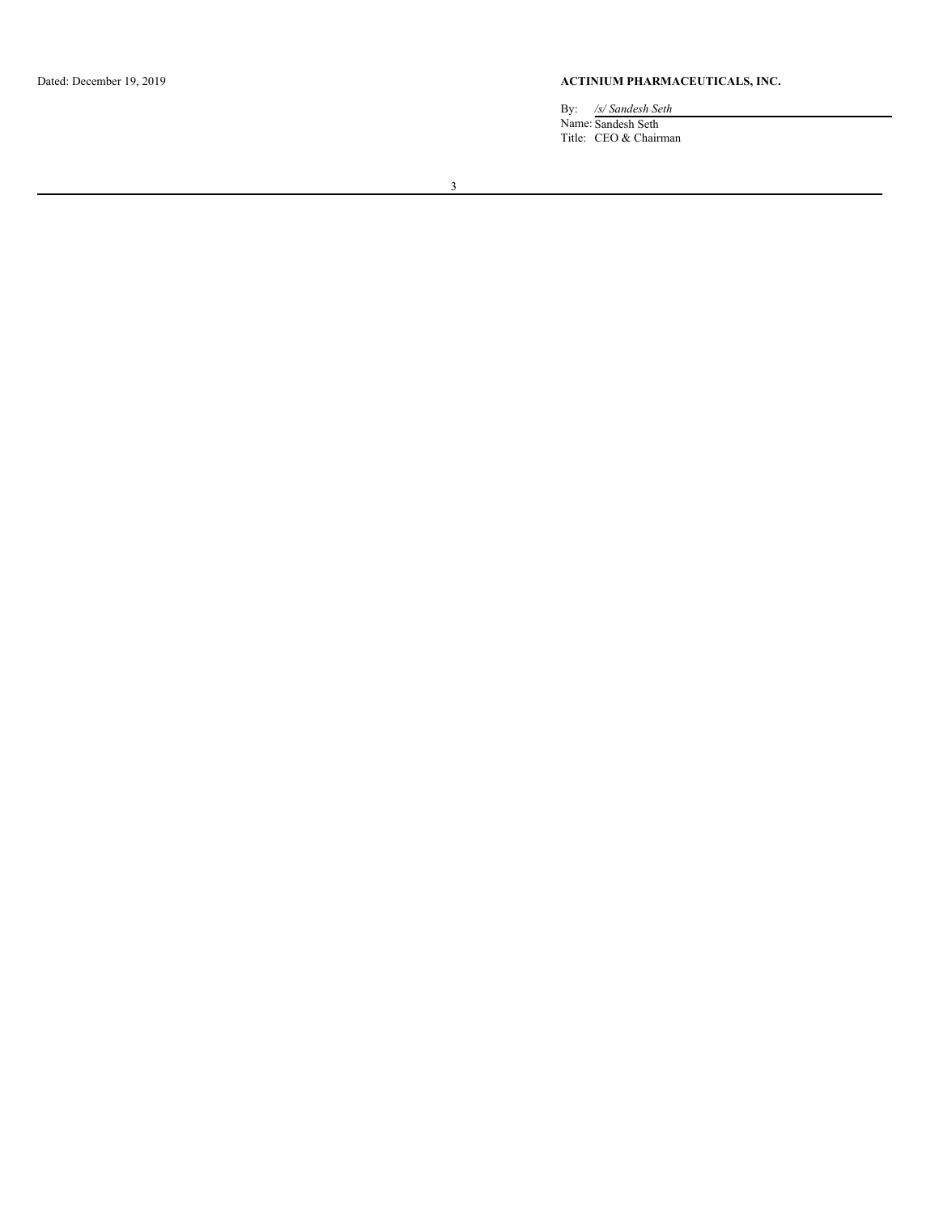Dated: December 19, 2019

**ACTINIUM PHARMACEUTICALS, INC.**

By: */s/ Sandesh Seth*

Name: Sandesh Seth

Title: CEO & Chairman